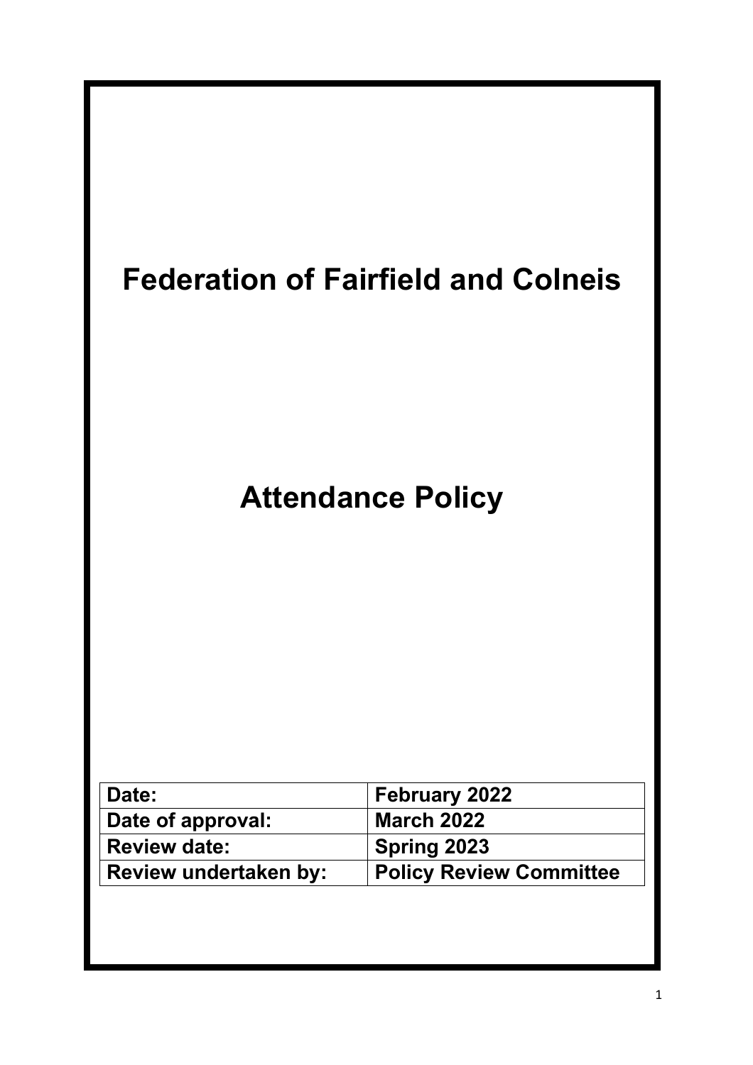# Federation of Fairfield and Colneis

# Attendance Policy

| Date: | February 2022 |
| --- | --- |
| Date of approval: | March 2022 |
| Review date: | Spring 2023 |
| Review undertaken by: | Policy Review Committee |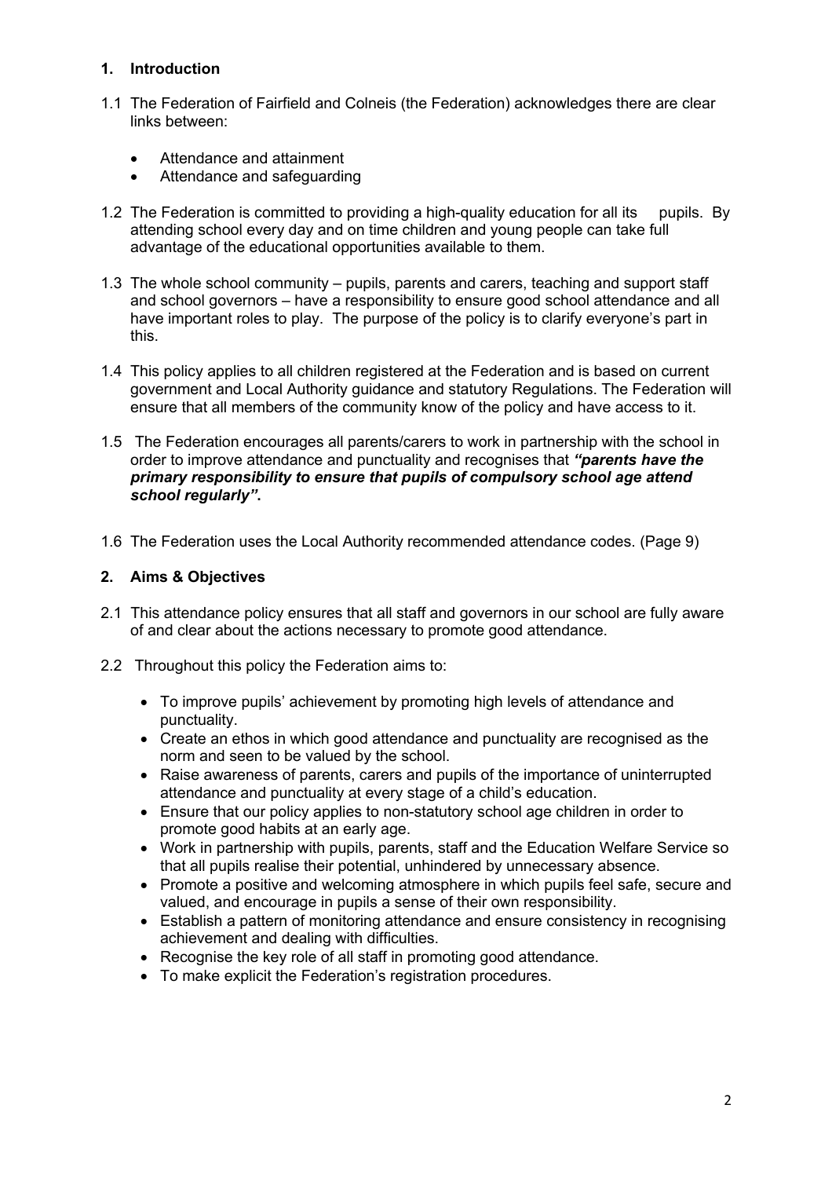## 1. Introduction

1.1 The Federation of Fairfield and Colneis (the Federation) acknowledges there are clear links between:

- Attendance and attainment
- Attendance and safeguarding

1.2 The Federation is committed to providing a high-quality education for all its pupils. By attending school every day and on time children and young people can take full advantage of the educational opportunities available to them.

1.3 The whole school community – pupils, parents and carers, teaching and support staff and school governors – have a responsibility to ensure good school attendance and all have important roles to play. The purpose of the policy is to clarify everyone's part in this.

1.4 This policy applies to all children registered at the Federation and is based on current government and Local Authority guidance and statutory Regulations. The Federation will ensure that all members of the community know of the policy and have access to it.

1.5 The Federation encourages all parents/carers to work in partnership with the school in order to improve attendance and punctuality and recognises that ***"parents have the primary responsibility to ensure that pupils of compulsory school age attend school regularly"*.**

1.6 The Federation uses the Local Authority recommended attendance codes. (Page 9)

## 2. Aims & Objectives

2.1 This attendance policy ensures that all staff and governors in our school are fully aware of and clear about the actions necessary to promote good attendance.

2.2 Throughout this policy the Federation aims to:

- To improve pupils' achievement by promoting high levels of attendance and punctuality.
- Create an ethos in which good attendance and punctuality are recognised as the norm and seen to be valued by the school.
- Raise awareness of parents, carers and pupils of the importance of uninterrupted attendance and punctuality at every stage of a child's education.
- Ensure that our policy applies to non-statutory school age children in order to promote good habits at an early age.
- Work in partnership with pupils, parents, staff and the Education Welfare Service so that all pupils realise their potential, unhindered by unnecessary absence.
- Promote a positive and welcoming atmosphere in which pupils feel safe, secure and valued, and encourage in pupils a sense of their own responsibility.
- Establish a pattern of monitoring attendance and ensure consistency in recognising achievement and dealing with difficulties.
- Recognise the key role of all staff in promoting good attendance.
- To make explicit the Federation's registration procedures.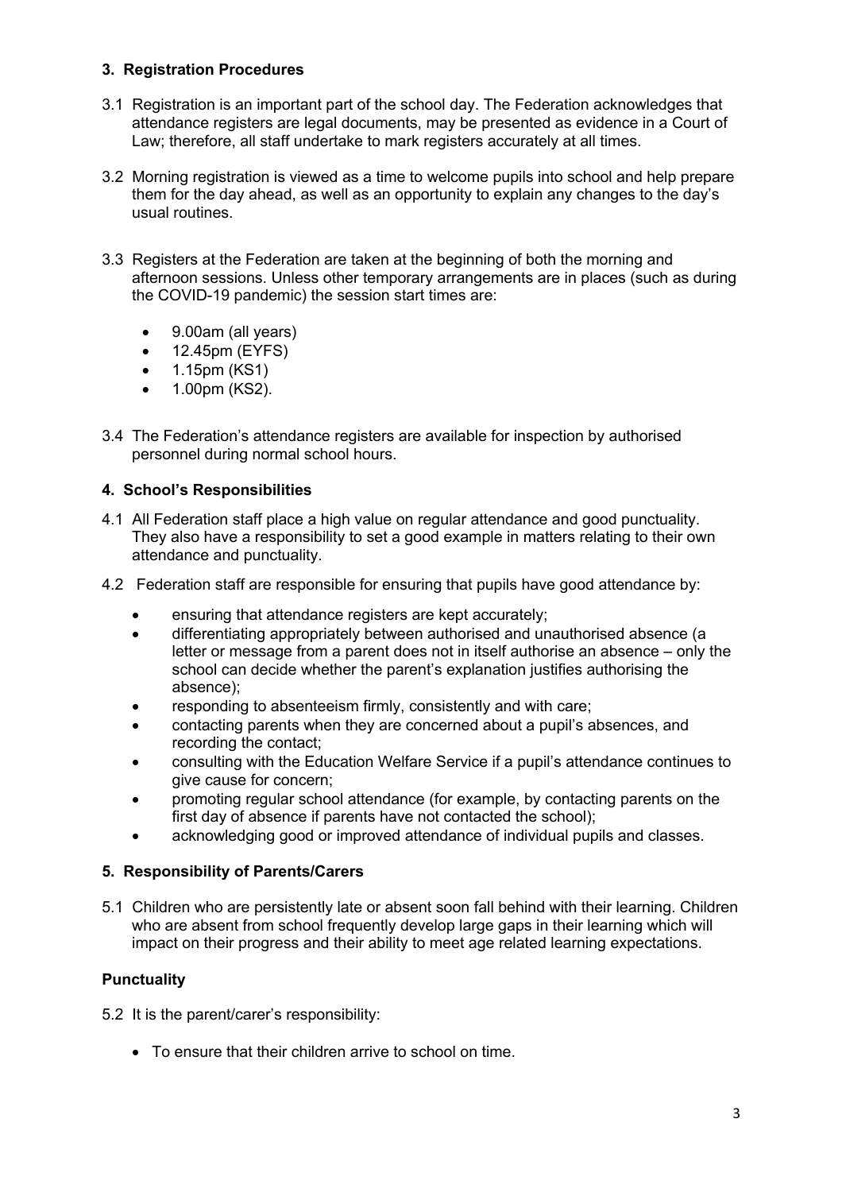## 3. Registration Procedures

3.1 Registration is an important part of the school day. The Federation acknowledges that attendance registers are legal documents, may be presented as evidence in a Court of Law; therefore, all staff undertake to mark registers accurately at all times.

3.2 Morning registration is viewed as a time to welcome pupils into school and help prepare them for the day ahead, as well as an opportunity to explain any changes to the day's usual routines.

3.3 Registers at the Federation are taken at the beginning of both the morning and afternoon sessions. Unless other temporary arrangements are in places (such as during the COVID-19 pandemic) the session start times are:

- 9.00am (all years)
- 12.45pm (EYFS)
- 1.15pm (KS1)
- 1.00pm (KS2).

3.4 The Federation's attendance registers are available for inspection by authorised personnel during normal school hours.

## 4. School's Responsibilities

4.1 All Federation staff place a high value on regular attendance and good punctuality. They also have a responsibility to set a good example in matters relating to their own attendance and punctuality.

4.2 Federation staff are responsible for ensuring that pupils have good attendance by:

- ensuring that attendance registers are kept accurately;
- differentiating appropriately between authorised and unauthorised absence (a letter or message from a parent does not in itself authorise an absence – only the school can decide whether the parent's explanation justifies authorising the absence);
- responding to absenteeism firmly, consistently and with care;
- contacting parents when they are concerned about a pupil's absences, and recording the contact;
- consulting with the Education Welfare Service if a pupil's attendance continues to give cause for concern;
- promoting regular school attendance (for example, by contacting parents on the first day of absence if parents have not contacted the school);
- acknowledging good or improved attendance of individual pupils and classes.

## 5. Responsibility of Parents/Carers

5.1 Children who are persistently late or absent soon fall behind with their learning. Children who are absent from school frequently develop large gaps in their learning which will impact on their progress and their ability to meet age related learning expectations.

### Punctuality

5.2 It is the parent/carer's responsibility:

- To ensure that their children arrive to school on time.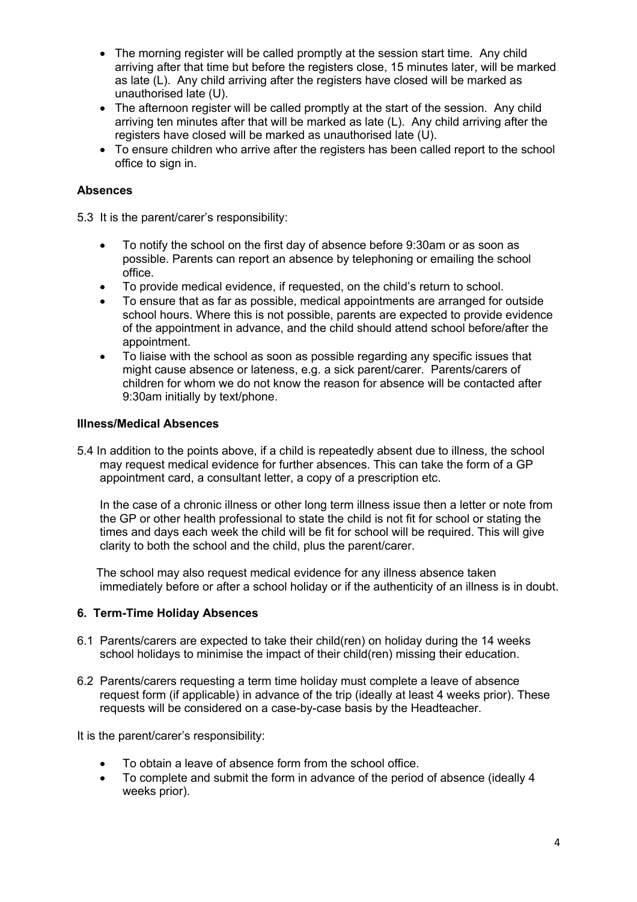- The morning register will be called promptly at the session start time. Any child arriving after that time but before the registers close, 15 minutes later, will be marked as late (L). Any child arriving after the registers have closed will be marked as unauthorised late (U).
- The afternoon register will be called promptly at the start of the session. Any child arriving ten minutes after that will be marked as late (L). Any child arriving after the registers have closed will be marked as unauthorised late (U).
- To ensure children who arrive after the registers has been called report to the school office to sign in.

**Absences**

5.3 It is the parent/carer's responsibility:

- To notify the school on the first day of absence before 9:30am or as soon as possible. Parents can report an absence by telephoning or emailing the school office.
- To provide medical evidence, if requested, on the child's return to school.
- To ensure that as far as possible, medical appointments are arranged for outside school hours. Where this is not possible, parents are expected to provide evidence of the appointment in advance, and the child should attend school before/after the appointment.
- To liaise with the school as soon as possible regarding any specific issues that might cause absence or lateness, e.g. a sick parent/carer. Parents/carers of children for whom we do not know the reason for absence will be contacted after 9:30am initially by text/phone.

**Illness/Medical Absences**

5.4 In addition to the points above, if a child is repeatedly absent due to illness, the school may request medical evidence for further absences. This can take the form of a GP appointment card, a consultant letter, a copy of a prescription etc.

In the case of a chronic illness or other long term illness issue then a letter or note from the GP or other health professional to state the child is not fit for school or stating the times and days each week the child will be fit for school will be required. This will give clarity to both the school and the child, plus the parent/carer.

The school may also request medical evidence for any illness absence taken immediately before or after a school holiday or if the authenticity of an illness is in doubt.

## 6. Term-Time Holiday Absences

6.1 Parents/carers are expected to take their child(ren) on holiday during the 14 weeks school holidays to minimise the impact of their child(ren) missing their education.

6.2 Parents/carers requesting a term time holiday must complete a leave of absence request form (if applicable) in advance of the trip (ideally at least 4 weeks prior). These requests will be considered on a case-by-case basis by the Headteacher.

It is the parent/carer's responsibility:

- To obtain a leave of absence form from the school office.
- To complete and submit the form in advance of the period of absence (ideally 4 weeks prior).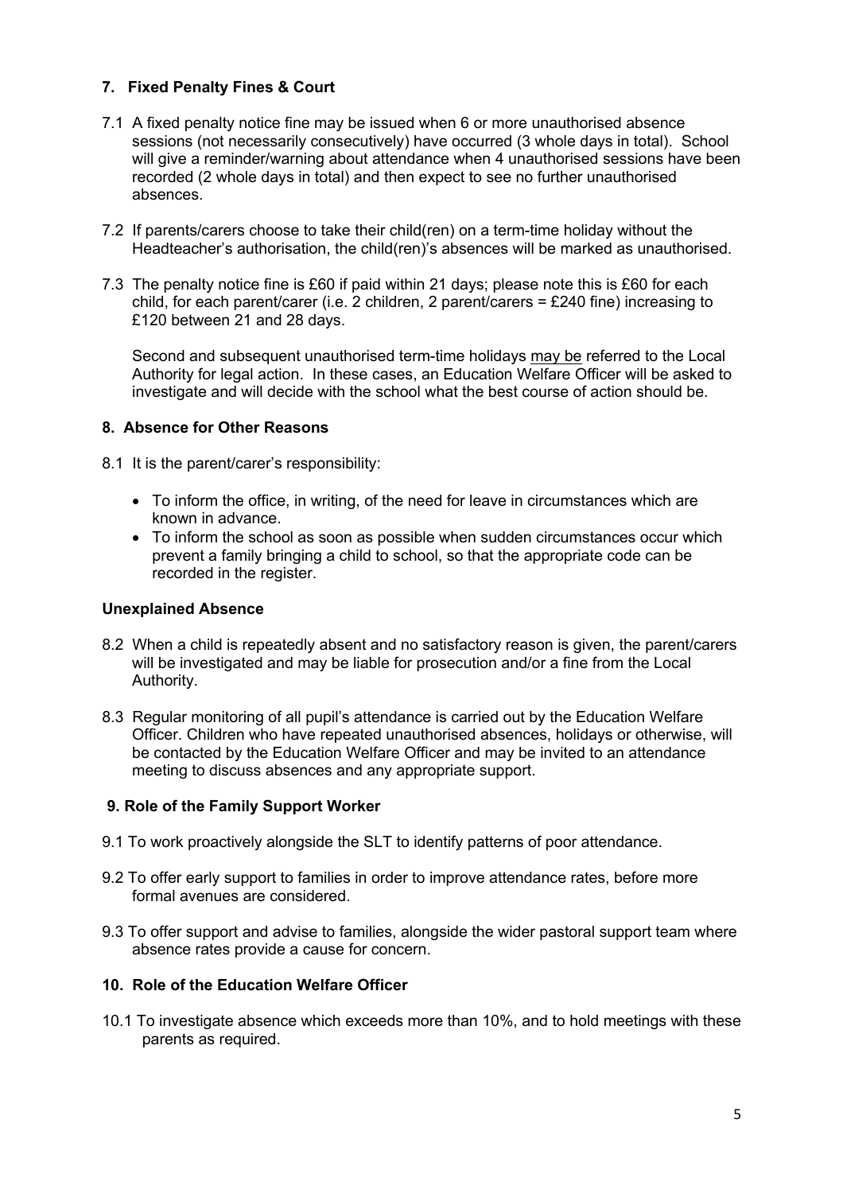## 7. Fixed Penalty Fines & Court

7.1 A fixed penalty notice fine may be issued when 6 or more unauthorised absence sessions (not necessarily consecutively) have occurred (3 whole days in total). School will give a reminder/warning about attendance when 4 unauthorised sessions have been recorded (2 whole days in total) and then expect to see no further unauthorised absences.

7.2 If parents/carers choose to take their child(ren) on a term-time holiday without the Headteacher's authorisation, the child(ren)'s absences will be marked as unauthorised.

7.3 The penalty notice fine is £60 if paid within 21 days; please note this is £60 for each child, for each parent/carer (i.e. 2 children, 2 parent/carers = £240 fine) increasing to £120 between 21 and 28 days.

Second and subsequent unauthorised term-time holidays may be referred to the Local Authority for legal action. In these cases, an Education Welfare Officer will be asked to investigate and will decide with the school what the best course of action should be.

## 8. Absence for Other Reasons

8.1 It is the parent/carer's responsibility:

- To inform the office, in writing, of the need for leave in circumstances which are known in advance.
- To inform the school as soon as possible when sudden circumstances occur which prevent a family bringing a child to school, so that the appropriate code can be recorded in the register.

### Unexplained Absence

8.2 When a child is repeatedly absent and no satisfactory reason is given, the parent/carers will be investigated and may be liable for prosecution and/or a fine from the Local Authority.

8.3 Regular monitoring of all pupil's attendance is carried out by the Education Welfare Officer. Children who have repeated unauthorised absences, holidays or otherwise, will be contacted by the Education Welfare Officer and may be invited to an attendance meeting to discuss absences and any appropriate support.

## 9. Role of the Family Support Worker

9.1 To work proactively alongside the SLT to identify patterns of poor attendance.

9.2 To offer early support to families in order to improve attendance rates, before more formal avenues are considered.

9.3 To offer support and advise to families, alongside the wider pastoral support team where absence rates provide a cause for concern.

## 10. Role of the Education Welfare Officer

10.1 To investigate absence which exceeds more than 10%, and to hold meetings with these parents as required.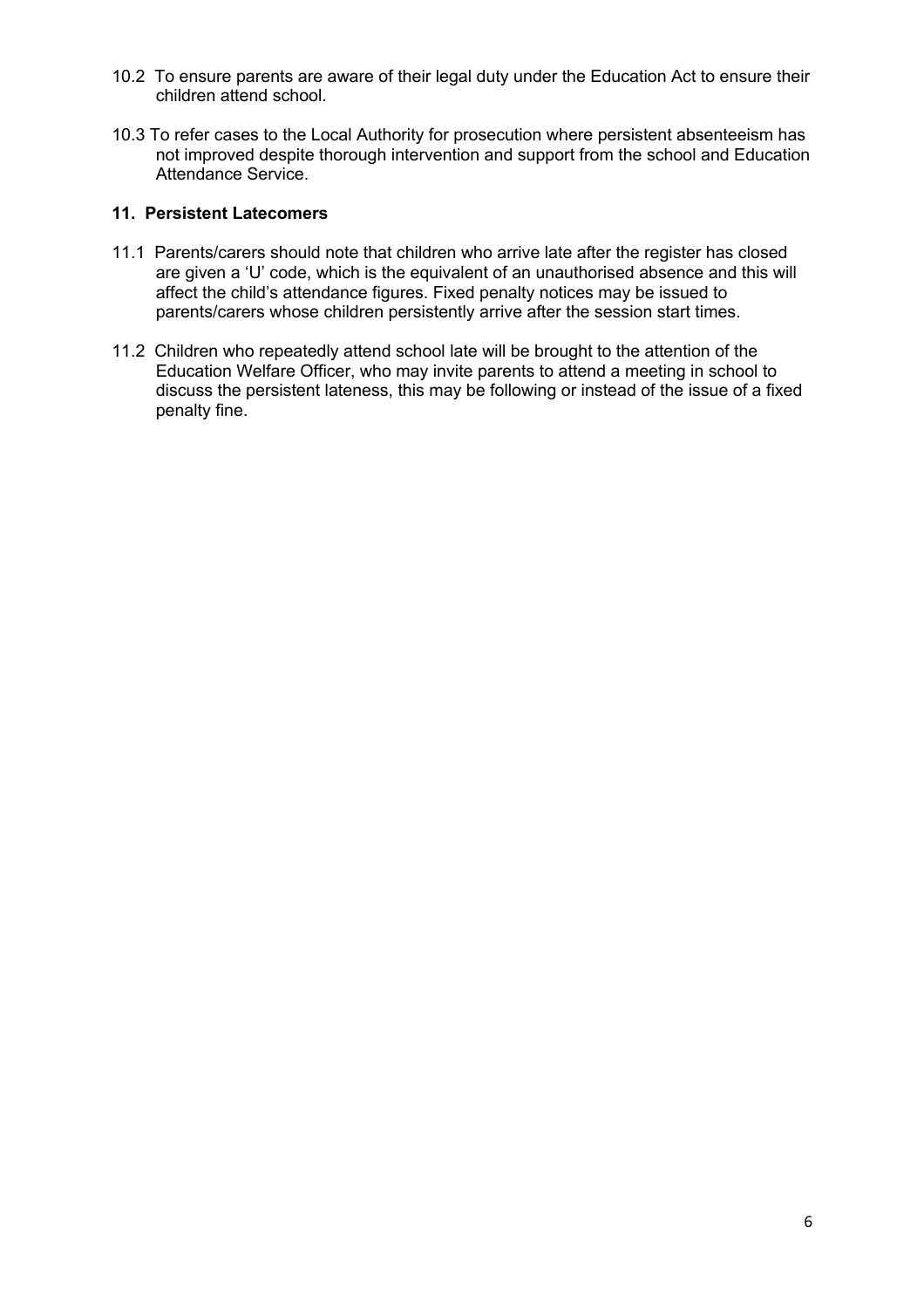10.2 To ensure parents are aware of their legal duty under the Education Act to ensure their children attend school.

10.3 To refer cases to the Local Authority for prosecution where persistent absenteeism has not improved despite thorough intervention and support from the school and Education Attendance Service.

## 11. Persistent Latecomers

11.1 Parents/carers should note that children who arrive late after the register has closed are given a 'U' code, which is the equivalent of an unauthorised absence and this will affect the child's attendance figures. Fixed penalty notices may be issued to parents/carers whose children persistently arrive after the session start times.

11.2 Children who repeatedly attend school late will be brought to the attention of the Education Welfare Officer, who may invite parents to attend a meeting in school to discuss the persistent lateness, this may be following or instead of the issue of a fixed penalty fine.